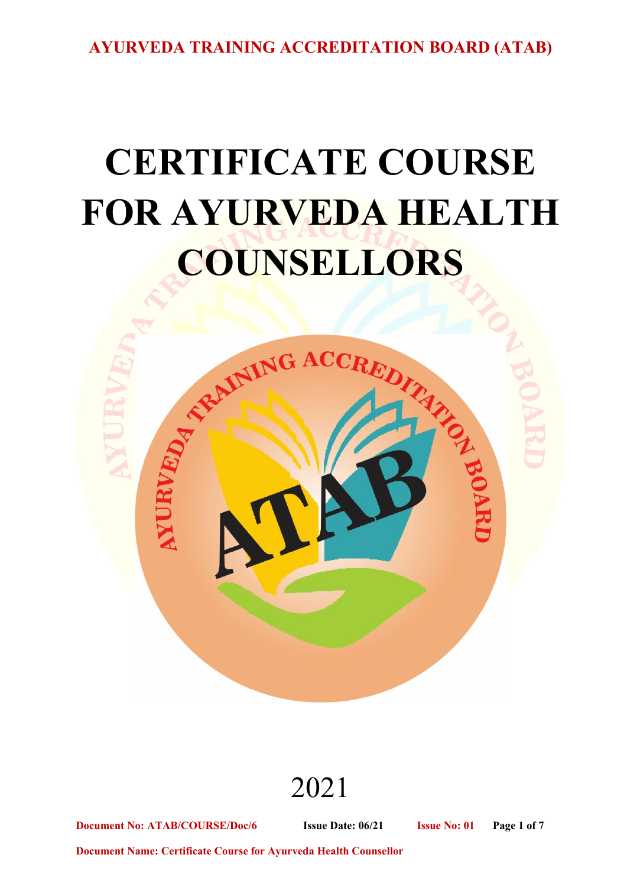# CERTIFICATE COURSE FOR AYURVEDA HEALTH COUNSELLORS

2021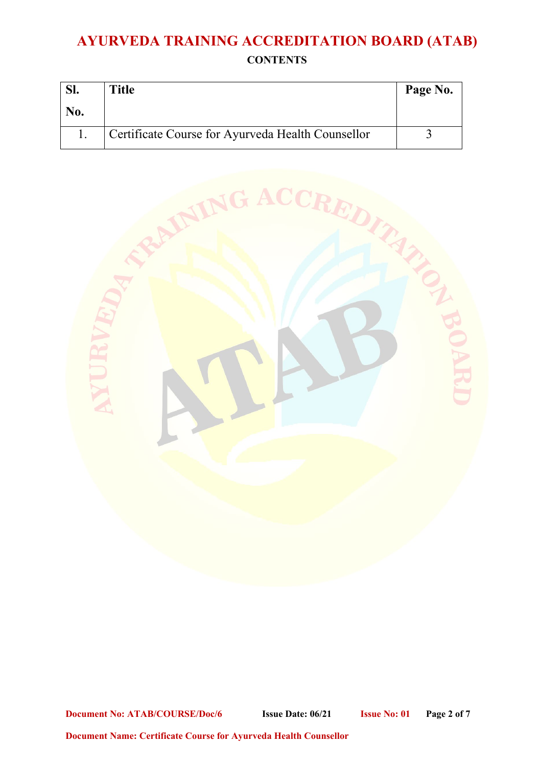# AYURVEDA TRAINING ACCREDITATION BOARD (ATAB)

**CONTENTS**

| Sl. No. | Title | Page No. |
|---|---|---|
| 1. | Certificate Course for Ayurveda Health Counsellor | 3 |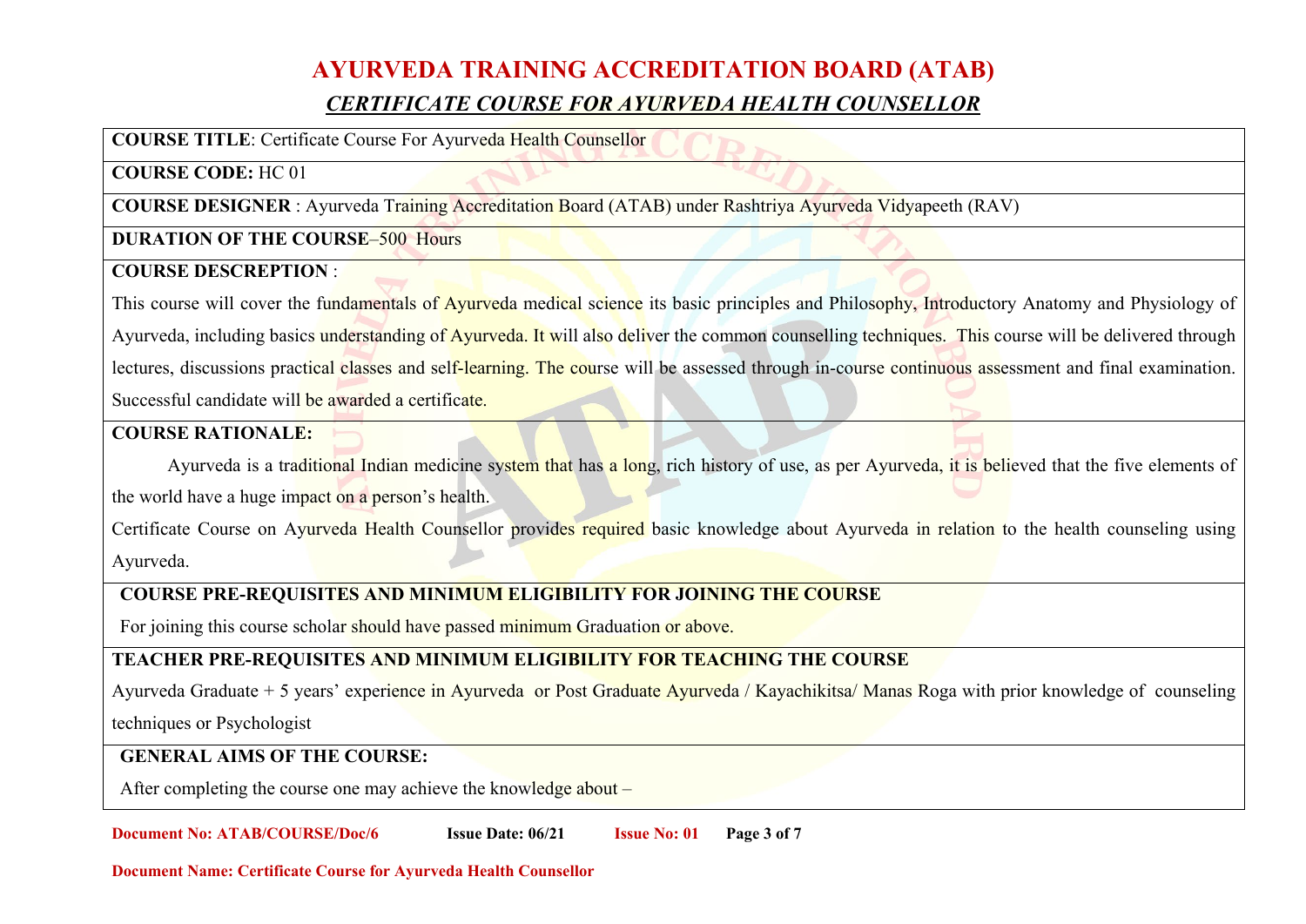# AYURVEDA TRAINING ACCREDITATION BOARD (ATAB)

## *CERTIFICATE COURSE FOR AYURVEDA HEALTH COUNSELLOR*

**COURSE TITLE**: Certificate Course For Ayurveda Health Counsellor

**COURSE CODE:** HC 01

**COURSE DESIGNER** : Ayurveda Training Accreditation Board (ATAB) under Rashtriya Ayurveda Vidyapeeth (RAV)

**DURATION OF THE COURSE**–500 Hours

**COURSE DESCREPTION** :

This course will cover the fundamentals of Ayurveda medical science its basic principles and Philosophy, Introductory Anatomy and Physiology of Ayurveda, including basics understanding of Ayurveda. It will also deliver the common counselling techniques. This course will be delivered through lectures, discussions practical classes and self-learning. The course will be assessed through in-course continuous assessment and final examination. Successful candidate will be awarded a certificate.

**COURSE RATIONALE:**

Ayurveda is a traditional Indian medicine system that has a long, rich history of use, as per Ayurveda, it is believed that the five elements of the world have a huge impact on a person's health.

Certificate Course on Ayurveda Health Counsellor provides required basic knowledge about Ayurveda in relation to the health counseling using Ayurveda.

**COURSE PRE-REQUISITES AND MINIMUM ELIGIBILITY FOR JOINING THE COURSE**

For joining this course scholar should have passed minimum Graduation or above.

**TEACHER PRE-REQUISITES AND MINIMUM ELIGIBILITY FOR TEACHING THE COURSE**

Ayurveda Graduate + 5 years' experience in Ayurveda or Post Graduate Ayurveda / Kayachikitsa/ Manas Roga with prior knowledge of counseling techniques or Psychologist

**GENERAL AIMS OF THE COURSE:**

After completing the course one may achieve the knowledge about –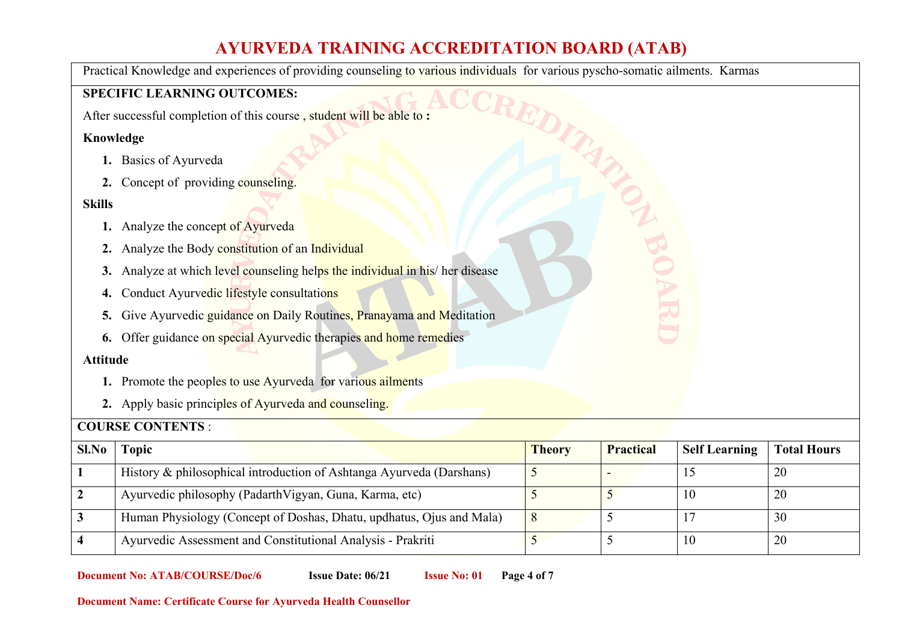Practical Knowledge and experiences of providing counseling to various individuals for various pyscho-somatic ailments. Karmas

**SPECIFIC LEARNING OUTCOMES:**

After successful completion of this course , student will be able to **:**

**Knowledge**

1. Basics of Ayurveda
2. Concept of providing counseling.

**Skills**

1. Analyze the concept of Ayurveda
2. Analyze the Body constitution of an Individual
3. Analyze at which level counseling helps the individual in his/ her disease
4. Conduct Ayurvedic lifestyle consultations
5. Give Ayurvedic guidance on Daily Routines, Pranayama and Meditation
6. Offer guidance on special Ayurvedic therapies and home remedies

**Attitude**

1. Promote the peoples to use Ayurveda for various ailments
2. Apply basic principles of Ayurveda and counseling.

**COURSE CONTENTS** :

| Sl.No | Topic | Theory | Practical | Self Learning | Total Hours |
|---|---|---|---|---|---|
| 1 | History & philosophical introduction of Ashtanga Ayurveda (Darshans) | 5 | - | 15 | 20 |
| 2 | Ayurvedic philosophy (PadarthVigyan, Guna, Karma, etc) | 5 | 5 | 10 | 20 |
| 3 | Human Physiology (Concept of Doshas, Dhatu, updhatus, Ojus and Mala) | 8 | 5 | 17 | 30 |
| 4 | Ayurvedic Assessment and Constitutional Analysis - Prakriti | 5 | 5 | 10 | 20 |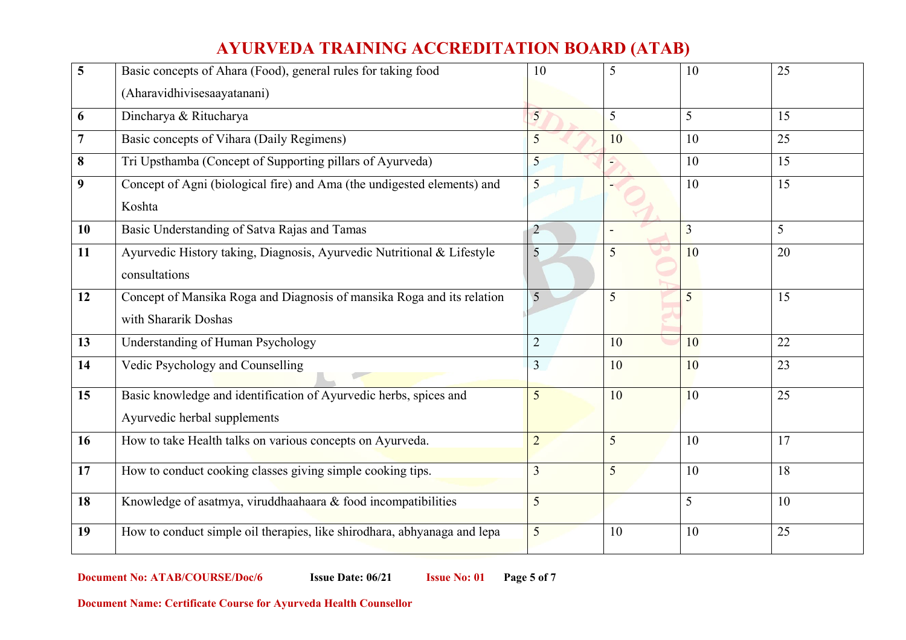| | | | | | |
|---|---|---|---|---|---|
| **5** | Basic concepts of Ahara (Food), general rules for taking food (Aharavidhivisesaayatanani) | 10 | 5 | 10 | 25 |
| **6** | Dincharya & Ritucharya | 5 | 5 | 5 | 15 |
| **7** | Basic concepts of Vihara (Daily Regimens) | 5 | 10 | 10 | 25 |
| **8** | Tri Upsthamba (Concept of Supporting pillars of Ayurveda) | 5 | - | 10 | 15 |
| **9** | Concept of Agni (biological fire) and Ama (the undigested elements) and Koshta | 5 | - | 10 | 15 |
| **10** | Basic Understanding of Satva Rajas and Tamas | 2 | - | 3 | 5 |
| **11** | Ayurvedic History taking, Diagnosis, Ayurvedic Nutritional & Lifestyle consultations | 5 | 5 | 10 | 20 |
| **12** | Concept of Mansika Roga and Diagnosis of mansika Roga and its relation with Shararik Doshas | 5 | 5 | 5 | 15 |
| **13** | Understanding of Human Psychology | 2 | 10 | 10 | 22 |
| **14** | Vedic Psychology and Counselling | 3 | 10 | 10 | 23 |
| **15** | Basic knowledge and identification of Ayurvedic herbs, spices and Ayurvedic herbal supplements | 5 | 10 | 10 | 25 |
| **16** | How to take Health talks on various concepts on Ayurveda. | 2 | 5 | 10 | 17 |
| **17** | How to conduct cooking classes giving simple cooking tips. | 3 | 5 | 10 | 18 |
| **18** | Knowledge of asatmya, viruddhaahaara & food incompatibilities | 5 | | 5 | 10 |
| **19** | How to conduct simple oil therapies, like shirodhara, abhyanaga and lepa | 5 | 10 | 10 | 25 |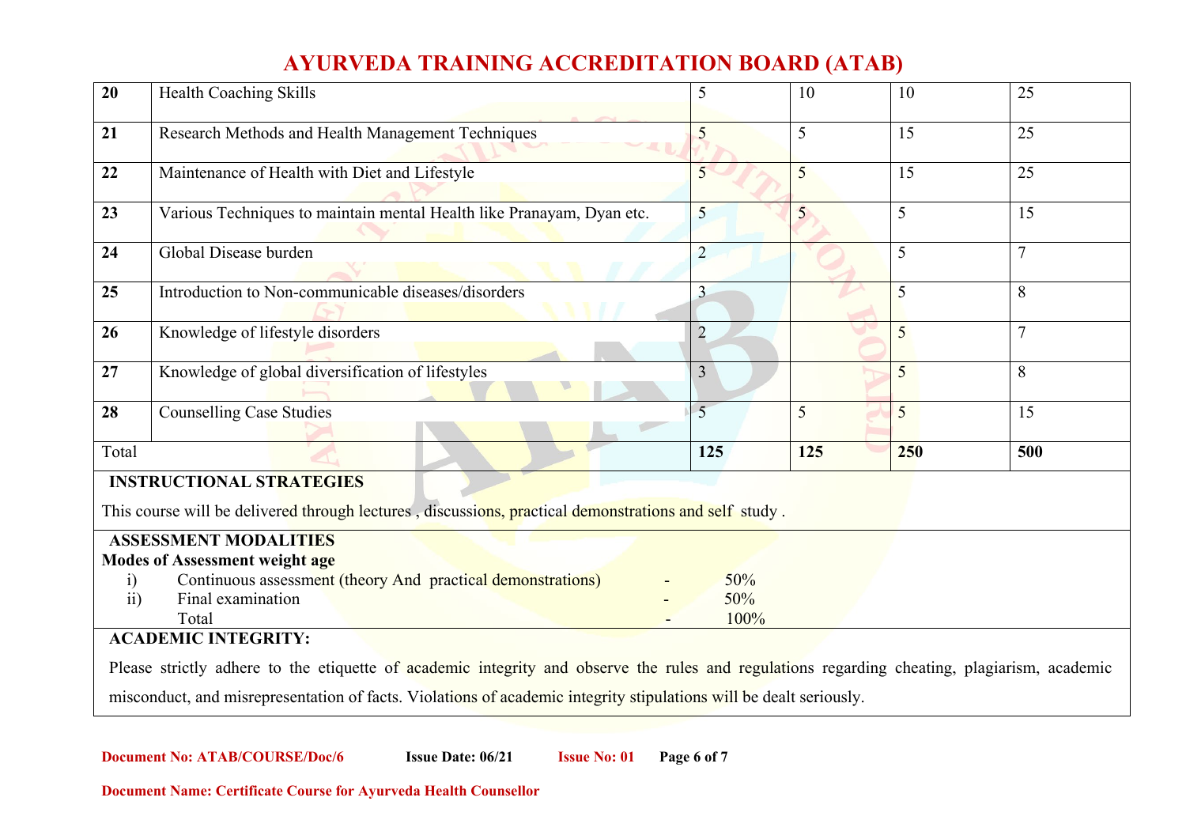| 20 | Health Coaching Skills | 5 | 10 | 10 | 25 |
|---|---|---|---|---|---|
| 21 | Research Methods and Health Management Techniques | 5 | 5 | 15 | 25 |
| 22 | Maintenance of Health with Diet and Lifestyle | 5 | 5 | 15 | 25 |
| 23 | Various Techniques to maintain mental Health like Pranayam, Dyan etc. | 5 | 5 | 5 | 15 |
| 24 | Global Disease burden | 2 | | 5 | 7 |
| 25 | Introduction to Non-communicable diseases/disorders | 3 | | 5 | 8 |
| 26 | Knowledge of lifestyle disorders | 2 | | 5 | 7 |
| 27 | Knowledge of global diversification of lifestyles | 3 | | 5 | 8 |
| 28 | Counselling Case Studies | 5 | 5 | 5 | 15 |
| Total | | **125** | **125** | **250** | **500** |

**INSTRUCTIONAL STRATEGIES**

This course will be delivered through lectures , discussions, practical demonstrations and self study .

**ASSESSMENT MODALITIES**

**Modes of Assessment weight age**

i) Continuous assessment (theory And practical demonstrations) - 50%
ii) Final examination - 50%
Total - 100%

**ACADEMIC INTEGRITY:**

Please strictly adhere to the etiquette of academic integrity and observe the rules and regulations regarding cheating, plagiarism, academic misconduct, and misrepresentation of facts. Violations of academic integrity stipulations will be dealt seriously.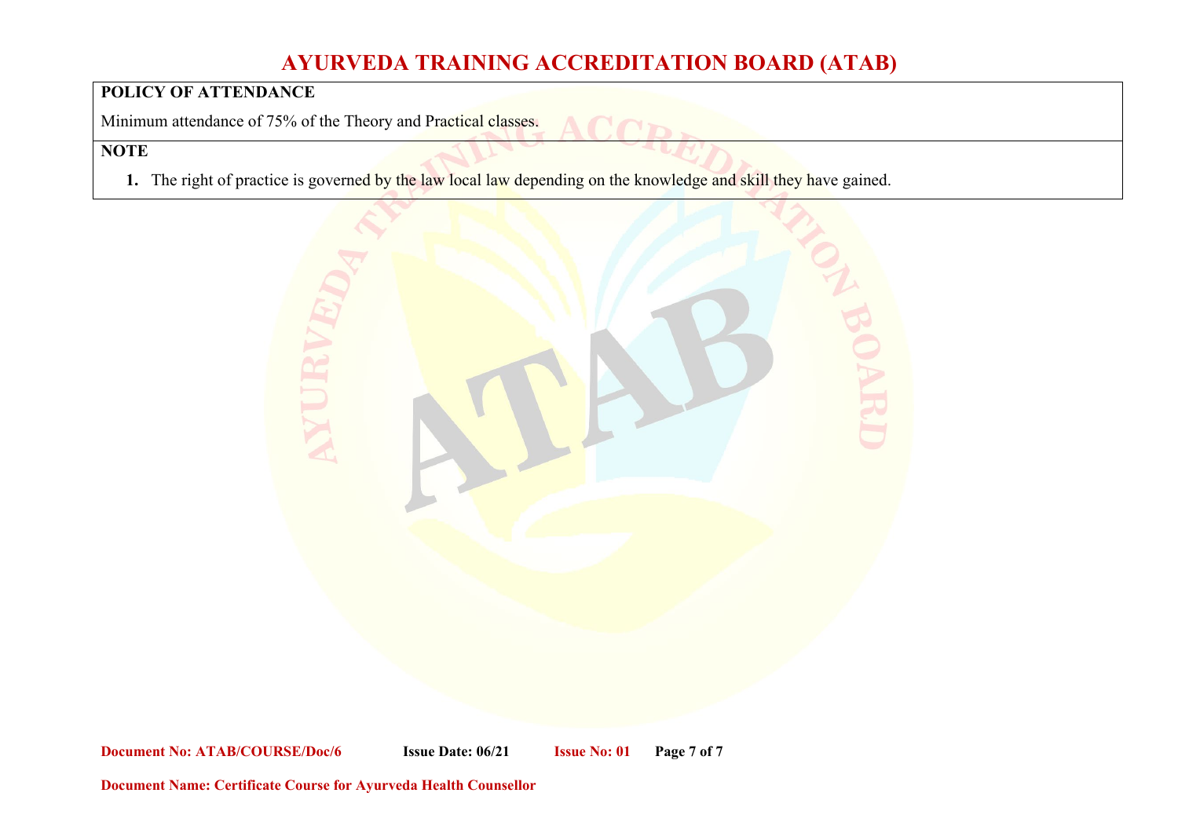**POLICY OF ATTENDANCE**

Minimum attendance of 75% of the Theory and Practical classes.

**NOTE**

1. The right of practice is governed by the law local law depending on the knowledge and skill they have gained.